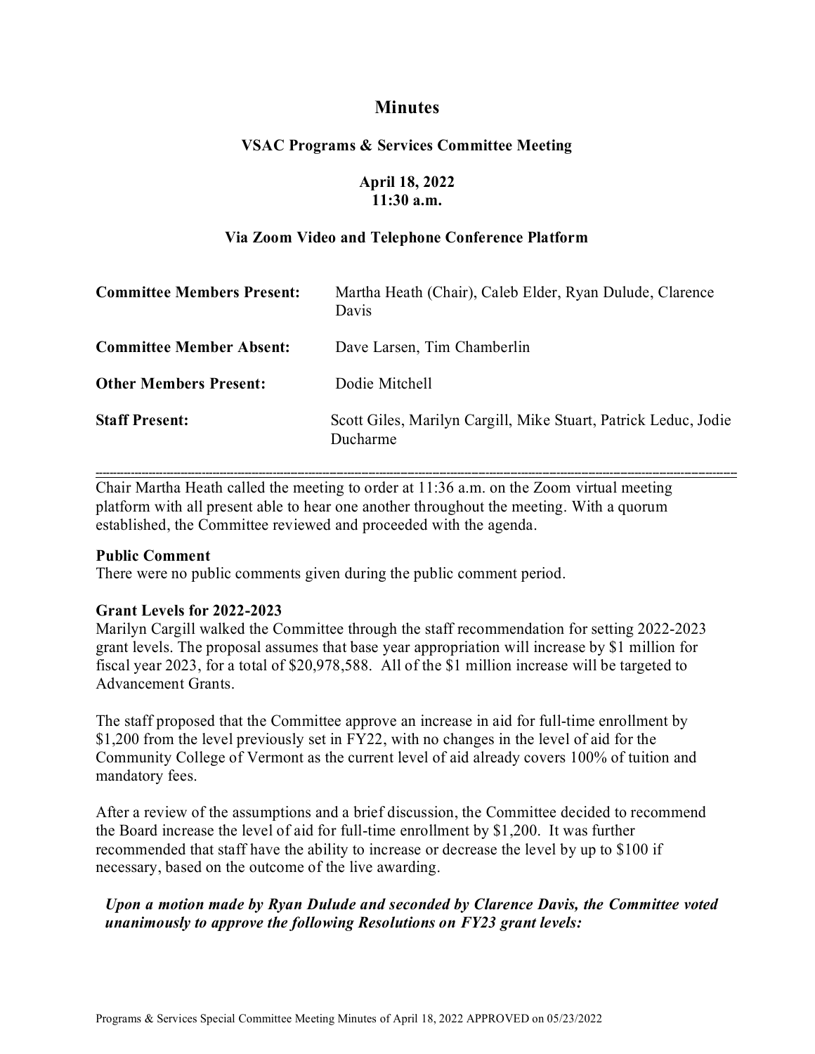# Minutes

## VSAC Programs & Services Committee Meeting

**April 18, 2022**
**11:30 a.m.**

**Via Zoom Video and Telephone Conference Platform**

| | |
|---|---|
| **Committee Members Present:** | Martha Heath (Chair), Caleb Elder, Ryan Dulude, Clarence Davis |
| **Committee Member Absent:** | Dave Larsen, Tim Chamberlin |
| **Other Members Present:** | Dodie Mitchell |
| **Staff Present:** | Scott Giles, Marilyn Cargill, Mike Stuart, Patrick Leduc, Jodie Ducharme |

---

Chair Martha Heath called the meeting to order at 11:36 a.m. on the Zoom virtual meeting platform with all present able to hear one another throughout the meeting. With a quorum established, the Committee reviewed and proceeded with the agenda.

**Public Comment**
There were no public comments given during the public comment period.

**Grant Levels for 2022-2023**
Marilyn Cargill walked the Committee through the staff recommendation for setting 2022-2023 grant levels. The proposal assumes that base year appropriation will increase by $1 million for fiscal year 2023, for a total of $20,978,588. All of the $1 million increase will be targeted to Advancement Grants.

The staff proposed that the Committee approve an increase in aid for full-time enrollment by $1,200 from the level previously set in FY22, with no changes in the level of aid for the Community College of Vermont as the current level of aid already covers 100% of tuition and mandatory fees.

After a review of the assumptions and a brief discussion, the Committee decided to recommend the Board increase the level of aid for full-time enrollment by $1,200. It was further recommended that staff have the ability to increase or decrease the level by up to $100 if necessary, based on the outcome of the live awarding.

***Upon a motion made by Ryan Dulude and seconded by Clarence Davis, the Committee voted unanimously to approve the following Resolutions on FY23 grant levels:***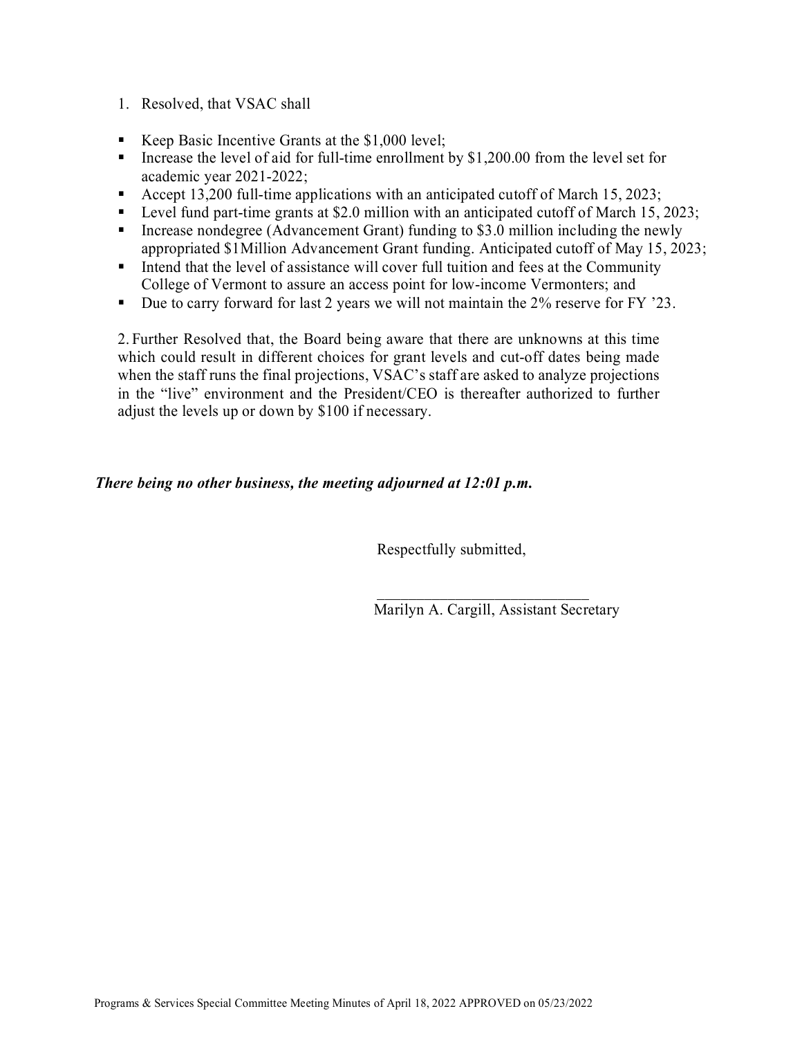1. Resolved, that VSAC shall

- Keep Basic Incentive Grants at the $1,000 level;
- Increase the level of aid for full-time enrollment by $1,200.00 from the level set for academic year 2021-2022;
- Accept 13,200 full-time applications with an anticipated cutoff of March 15, 2023;
- Level fund part-time grants at $2.0 million with an anticipated cutoff of March 15, 2023;
- Increase nondegree (Advancement Grant) funding to $3.0 million including the newly appropriated $1Million Advancement Grant funding. Anticipated cutoff of May 15, 2023;
- Intend that the level of assistance will cover full tuition and fees at the Community College of Vermont to assure an access point for low-income Vermonters; and
- Due to carry forward for last 2 years we will not maintain the 2% reserve for FY '23.

2. Further Resolved that, the Board being aware that there are unknowns at this time which could result in different choices for grant levels and cut-off dates being made when the staff runs the final projections, VSAC's staff are asked to analyze projections in the "live" environment and the President/CEO is thereafter authorized to further adjust the levels up or down by $100 if necessary.

***There being no other business, the meeting adjourned at 12:01 p.m.***

Respectfully submitted,

\_\_\_\_\_\_\_\_\_\_\_\_\_\_\_\_\_\_\_\_\_\_\_\_\_\_\_\_\_

Marilyn A. Cargill, Assistant Secretary

Programs & Services Special Committee Meeting Minutes of April 18, 2022 APPROVED on 05/23/2022